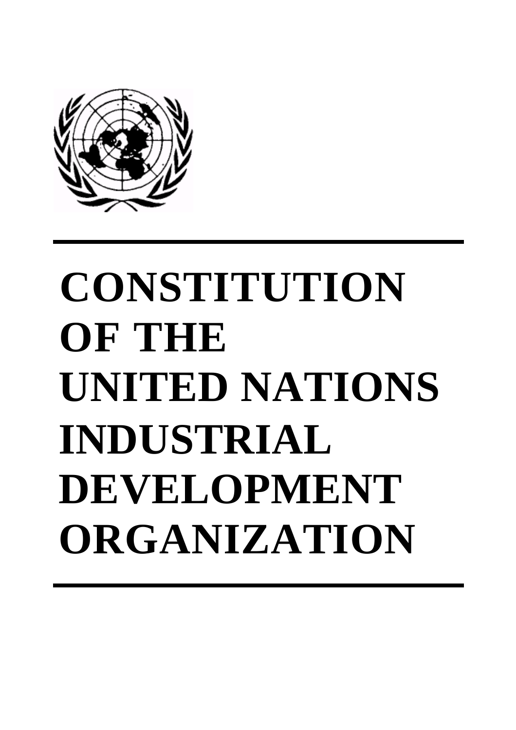# CONSTITUTION OF THE UNITED NATIONS INDUSTRIAL DEVELOPMENT ORGANIZATION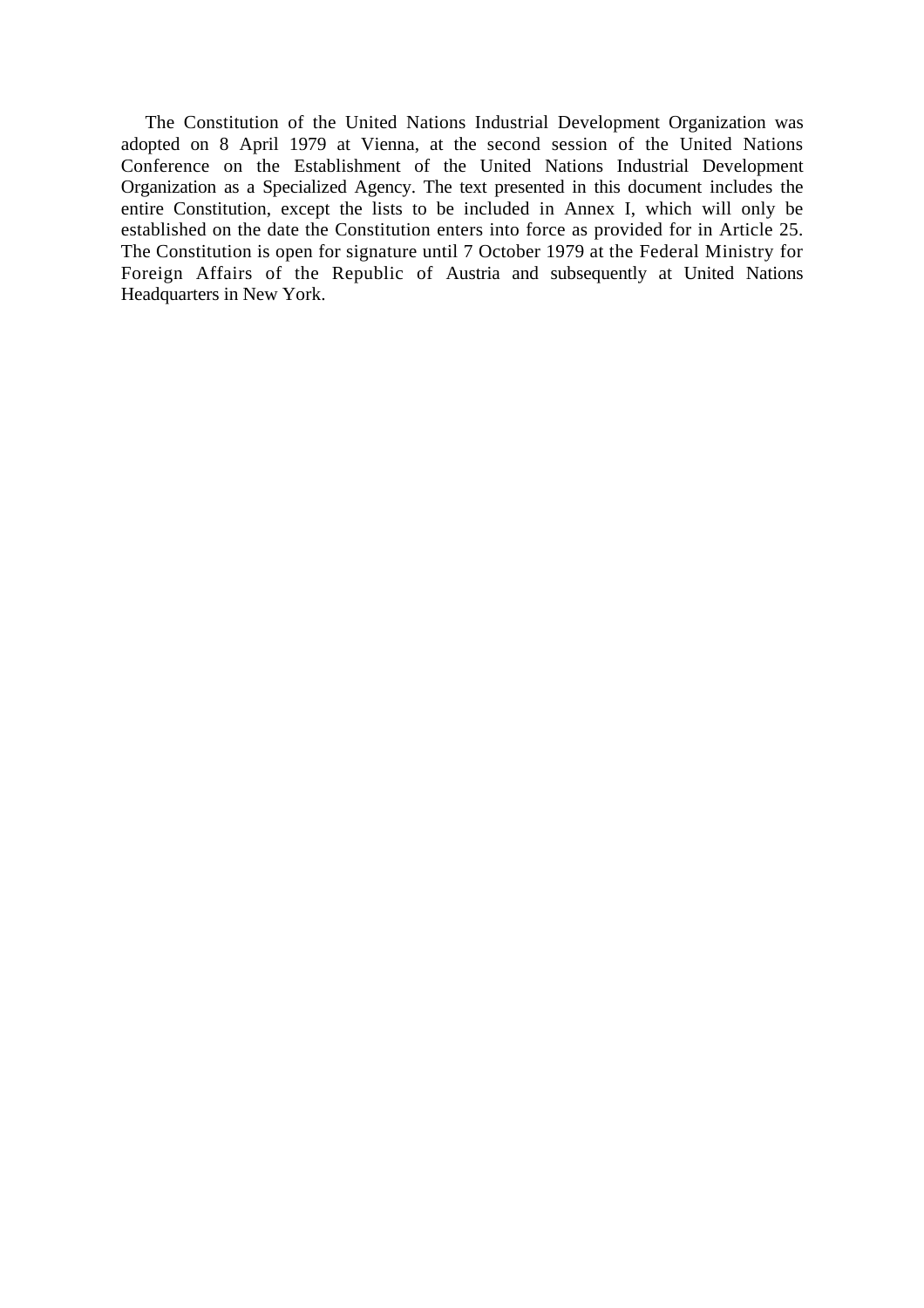The Constitution of the United Nations Industrial Development Organization was adopted on 8 April 1979 at Vienna, at the second session of the United Nations Conference on the Establishment of the United Nations Industrial Development Organization as a Specialized Agency. The text presented in this document includes the entire Constitution, except the lists to be included in Annex I, which will only be established on the date the Constitution enters into force as provided for in Article 25. The Constitution is open for signature until 7 October 1979 at the Federal Ministry for Foreign Affairs of the Republic of Austria and subsequently at United Nations Headquarters in New York.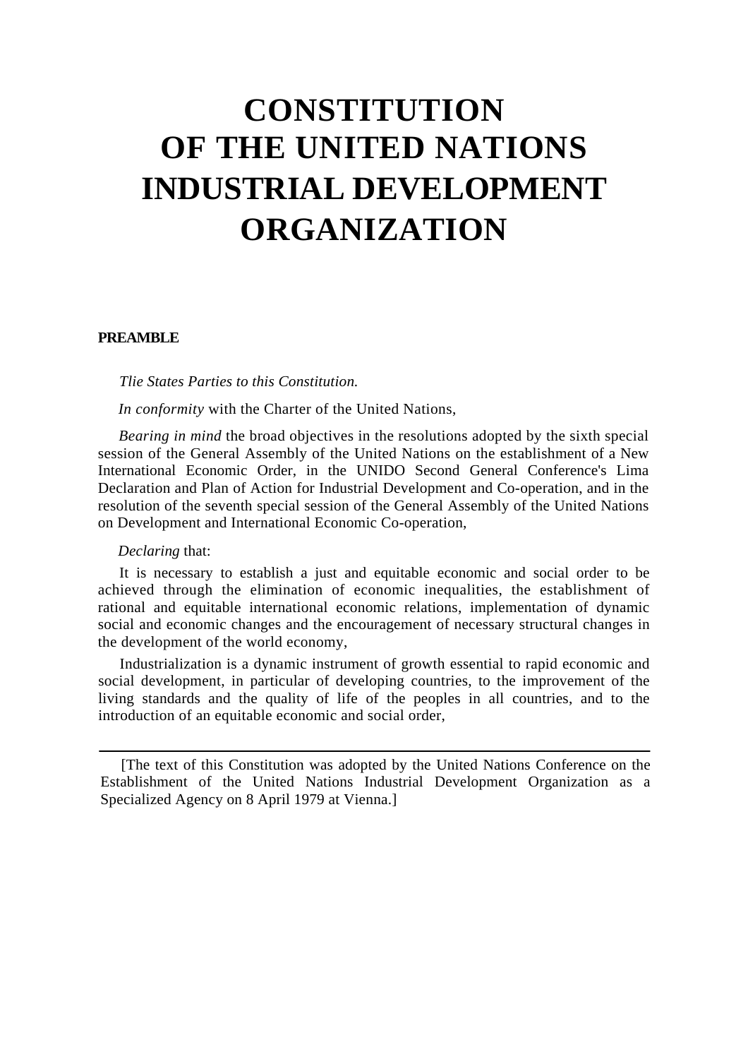# CONSTITUTION OF THE UNITED NATIONS INDUSTRIAL DEVELOPMENT ORGANIZATION

## PREAMBLE

*Tlie States Parties to this Constitution.*

*In conformity* with the Charter of the United Nations,

*Bearing in mind* the broad objectives in the resolutions adopted by the sixth special session of the General Assembly of the United Nations on the establishment of a New International Economic Order, in the UNIDO Second General Conference's Lima Declaration and Plan of Action for Industrial Development and Co-operation, and in the resolution of the seventh special session of the General Assembly of the United Nations on Development and International Economic Co-operation,

*Declaring* that:

It is necessary to establish a just and equitable economic and social order to be achieved through the elimination of economic inequalities, the establishment of rational and equitable international economic relations, implementation of dynamic social and economic changes and the encouragement of necessary structural changes in the development of the world economy,

Industrialization is a dynamic instrument of growth essential to rapid economic and social development, in particular of developing countries, to the improvement of the living standards and the quality of life of the peoples in all countries, and to the introduction of an equitable economic and social order,

---

[The text of this Constitution was adopted by the United Nations Conference on the Establishment of the United Nations Industrial Development Organization as a Specialized Agency on 8 April 1979 at Vienna.]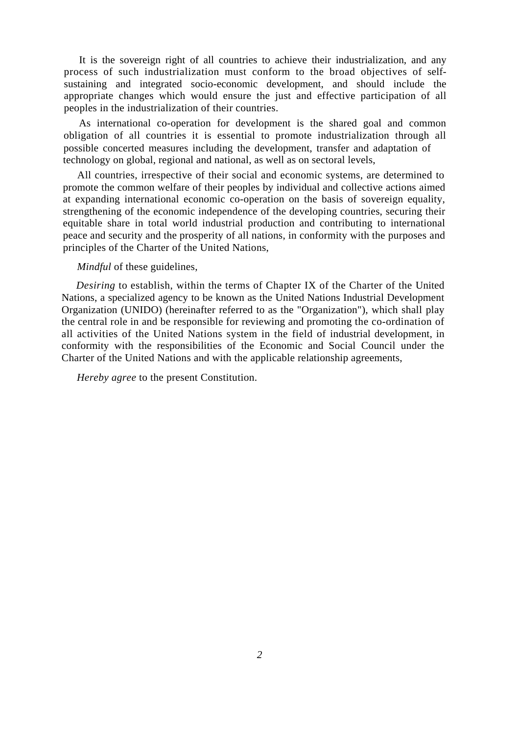It is the sovereign right of all countries to achieve their industrialization, and any process of such industrialization must conform to the broad objectives of self-sustaining and integrated socio-economic development, and should include the appropriate changes which would ensure the just and effective participation of all peoples in the industrialization of their countries.

As international co-operation for development is the shared goal and common obligation of all countries it is essential to promote industrialization through all possible concerted measures including the development, transfer and adaptation of technology on global, regional and national, as well as on sectoral levels,

All countries, irrespective of their social and economic systems, are determined to promote the common welfare of their peoples by individual and collective actions aimed at expanding international economic co-operation on the basis of sovereign equality, strengthening of the economic independence of the developing countries, securing their equitable share in total world industrial production and contributing to international peace and security and the prosperity of all nations, in conformity with the purposes and principles of the Charter of the United Nations,

*Mindful* of these guidelines,

*Desiring* to establish, within the terms of Chapter IX of the Charter of the United Nations, a specialized agency to be known as the United Nations Industrial Development Organization (UNIDO) (hereinafter referred to as the "Organization"), which shall play the central role in and be responsible for reviewing and promoting the co-ordination of all activities of the United Nations system in the field of industrial development, in conformity with the responsibilities of the Economic and Social Council under the Charter of the United Nations and with the applicable relationship agreements,

*Hereby agree* to the present Constitution.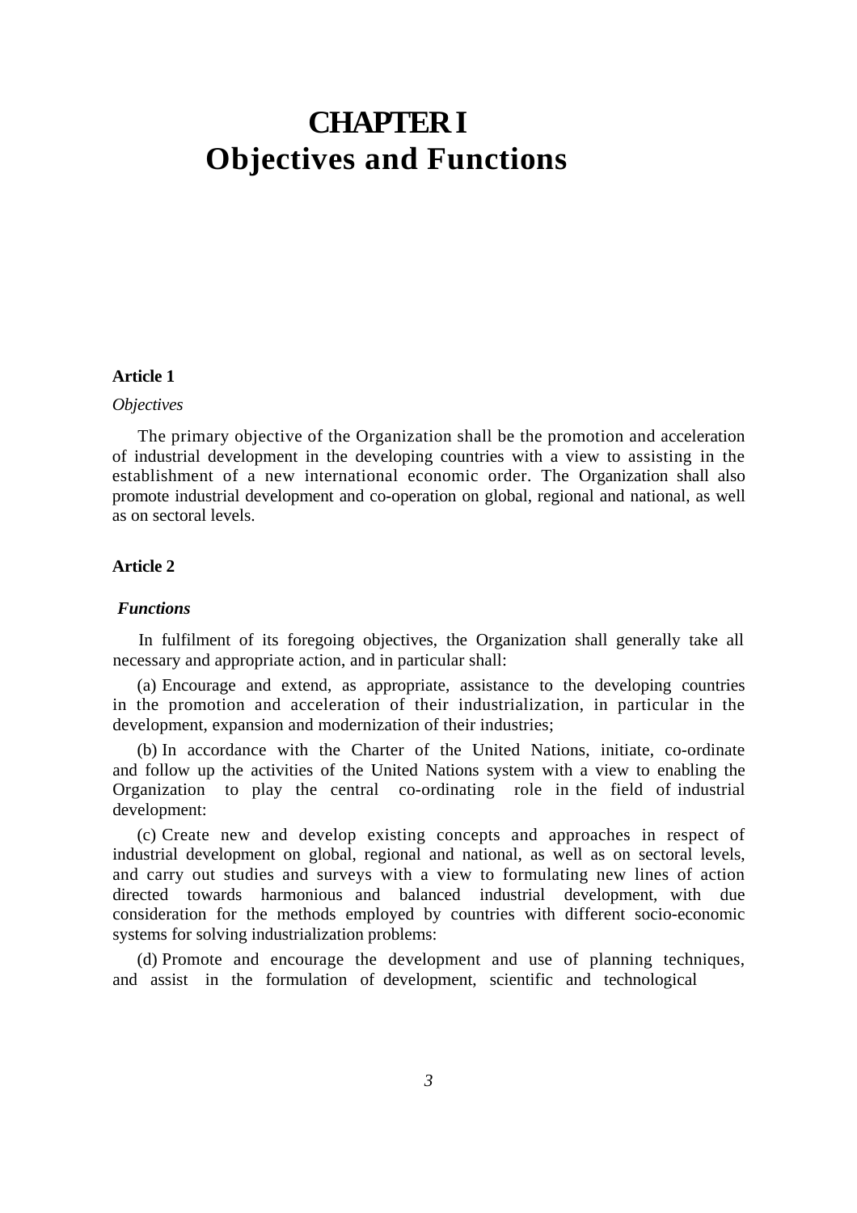# CHAPTER I
# Objectives and Functions

**Article 1**

*Objectives*

The primary objective of the Organization shall be the promotion and acceleration of industrial development in the developing countries with a view to assisting in the establishment of a new international economic order. The Organization shall also promote industrial development and co-operation on global, regional and national, as well as on sectoral levels.

**Article 2**

***Functions***

In fulfilment of its foregoing objectives, the Organization shall generally take all necessary and appropriate action, and in particular shall:

(a) Encourage and extend, as appropriate, assistance to the developing countries in the promotion and acceleration of their industrialization, in particular in the development, expansion and modernization of their industries;

(b) In accordance with the Charter of the United Nations, initiate, co-ordinate and follow up the activities of the United Nations system with a view to enabling the Organization to play the central co-ordinating role in the field of industrial development:

(c) Create new and develop existing concepts and approaches in respect of industrial development on global, regional and national, as well as on sectoral levels, and carry out studies and surveys with a view to formulating new lines of action directed towards harmonious and balanced industrial development, with due consideration for the methods employed by countries with different socio-economic systems for solving industrialization problems:

(d) Promote and encourage the development and use of planning techniques, and assist in the formulation of development, scientific and technological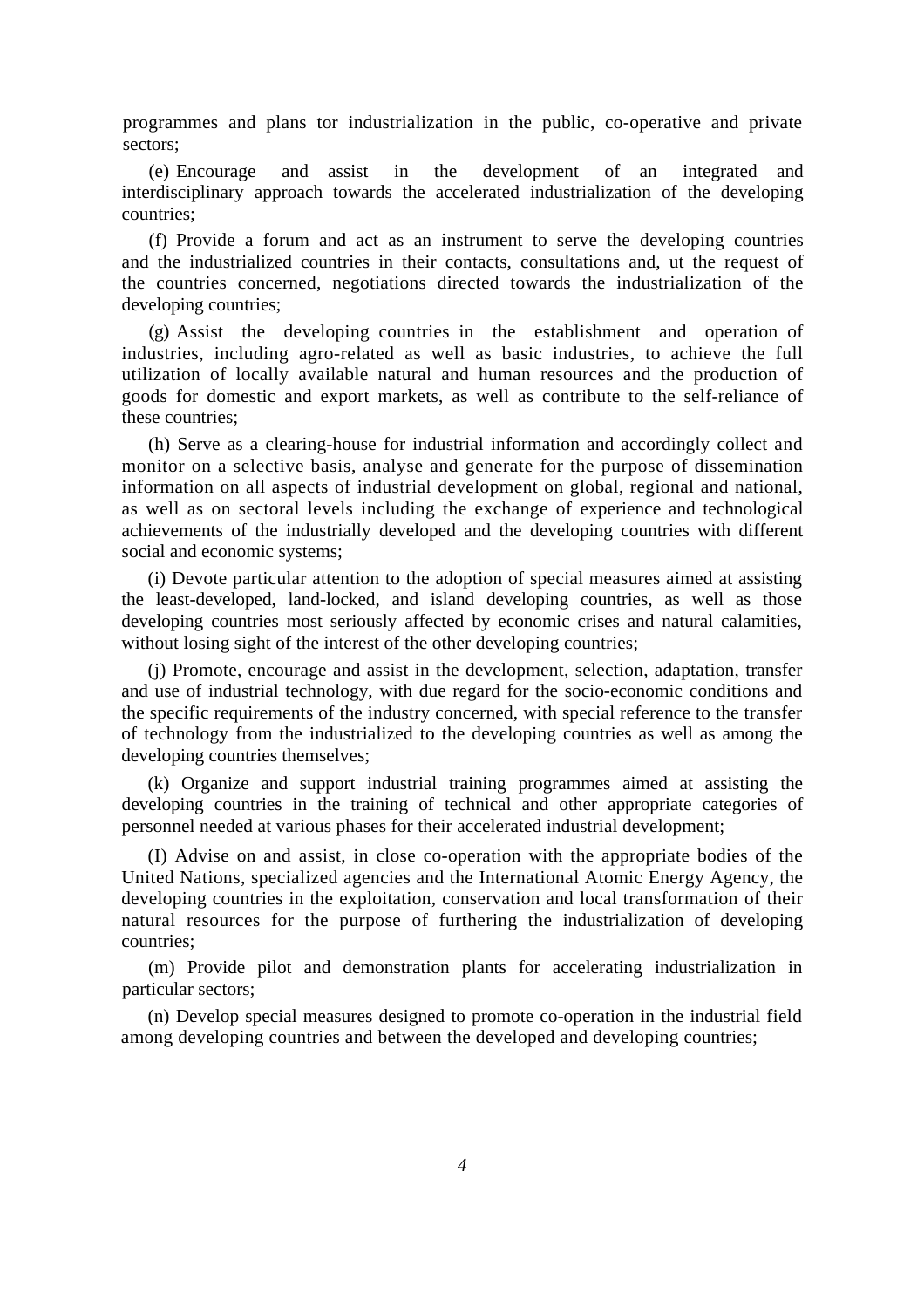programmes and plans tor industrialization in the public, co-operative and private sectors;

(e) Encourage and assist in the development of an integrated and interdisciplinary approach towards the accelerated industrialization of the developing countries;

(f) Provide a forum and act as an instrument to serve the developing countries and the industrialized countries in their contacts, consultations and, ut the request of the countries concerned, negotiations directed towards the industrialization of the developing countries;

(g) Assist the developing countries in the establishment and operation of industries, including agro-related as well as basic industries, to achieve the full utilization of locally available natural and human resources and the production of goods for domestic and export markets, as well as contribute to the self-reliance of these countries;

(h) Serve as a clearing-house for industrial information and accordingly collect and monitor on a selective basis, analyse and generate for the purpose of dissemination information on all aspects of industrial development on global, regional and national, as well as on sectoral levels including the exchange of experience and technological achievements of the industrially developed and the developing countries with different social and economic systems;

(i) Devote particular attention to the adoption of special measures aimed at assisting the least-developed, land-locked, and island developing countries, as well as those developing countries most seriously affected by economic crises and natural calamities, without losing sight of the interest of the other developing countries;

(j) Promote, encourage and assist in the development, selection, adaptation, transfer and use of industrial technology, with due regard for the socio-economic conditions and the specific requirements of the industry concerned, with special reference to the transfer of technology from the industrialized to the developing countries as well as among the developing countries themselves;

(k) Organize and support industrial training programmes aimed at assisting the developing countries in the training of technical and other appropriate categories of personnel needed at various phases for their accelerated industrial development;

(I) Advise on and assist, in close co-operation with the appropriate bodies of the United Nations, specialized agencies and the International Atomic Energy Agency, the developing countries in the exploitation, conservation and local transformation of their natural resources for the purpose of furthering the industrialization of developing countries;

(m) Provide pilot and demonstration plants for accelerating industrialization in particular sectors;

(n) Develop special measures designed to promote co-operation in the industrial field among developing countries and between the developed and developing countries;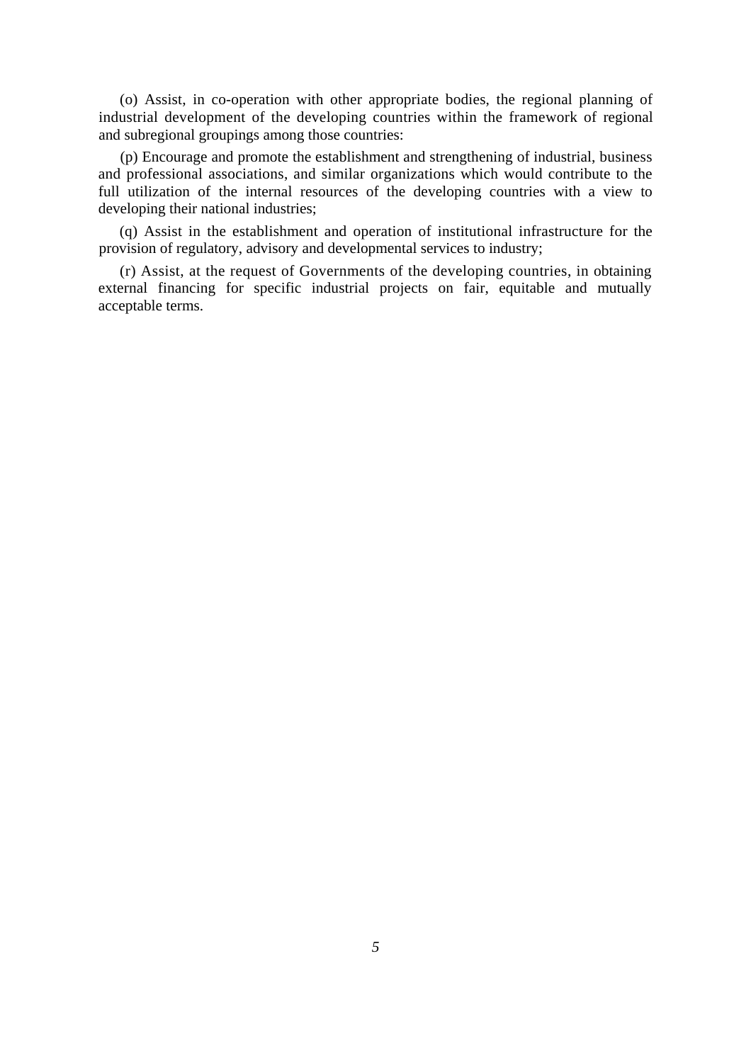(o) Assist, in co-operation with other appropriate bodies, the regional planning of industrial development of the developing countries within the framework of regional and subregional groupings among those countries:

(p) Encourage and promote the establishment and strengthening of industrial, business and professional associations, and similar organizations which would contribute to the full utilization of the internal resources of the developing countries with a view to developing their national industries;

(q) Assist in the establishment and operation of institutional infrastructure for the provision of regulatory, advisory and developmental services to industry;

(r) Assist, at the request of Governments of the developing countries, in obtaining external financing for specific industrial projects on fair, equitable and mutually acceptable terms.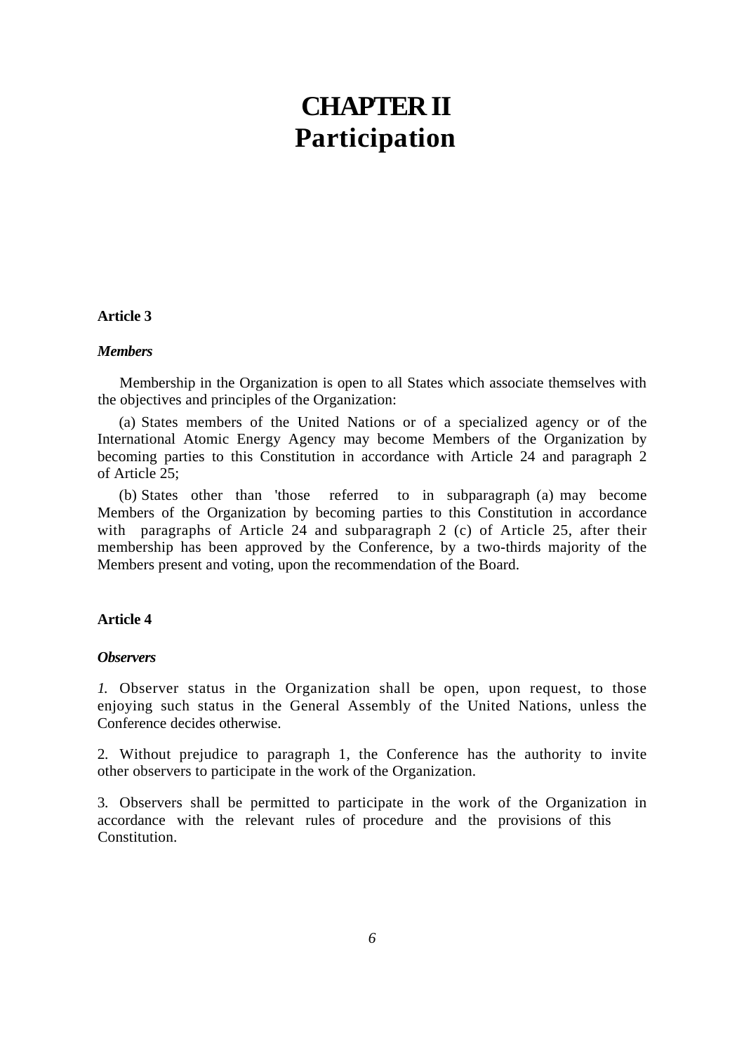# CHAPTER II
# Participation

**Article 3**

***Members***

Membership in the Organization is open to all States which associate themselves with the objectives and principles of the Organization:

(a) States members of the United Nations or of a specialized agency or of the International Atomic Energy Agency may become Members of the Organization by becoming parties to this Constitution in accordance with Article 24 and paragraph 2 of Article 25;

(b) States other than 'those referred to in subparagraph (a) may become Members of the Organization by becoming parties to this Constitution in accordance with paragraphs of Article 24 and subparagraph 2 (c) of Article 25, after their membership has been approved by the Conference, by a two-thirds majority of the Members present and voting, upon the recommendation of the Board.

**Article 4**

***Observers***

*1.* Observer status in the Organization shall be open, upon request, to those enjoying such status in the General Assembly of the United Nations, unless the Conference decides otherwise.

2. Without prejudice to paragraph 1, the Conference has the authority to invite other observers to participate in the work of the Organization.

3. Observers shall be permitted to participate in the work of the Organization in accordance with the relevant rules of procedure and the provisions of this Constitution.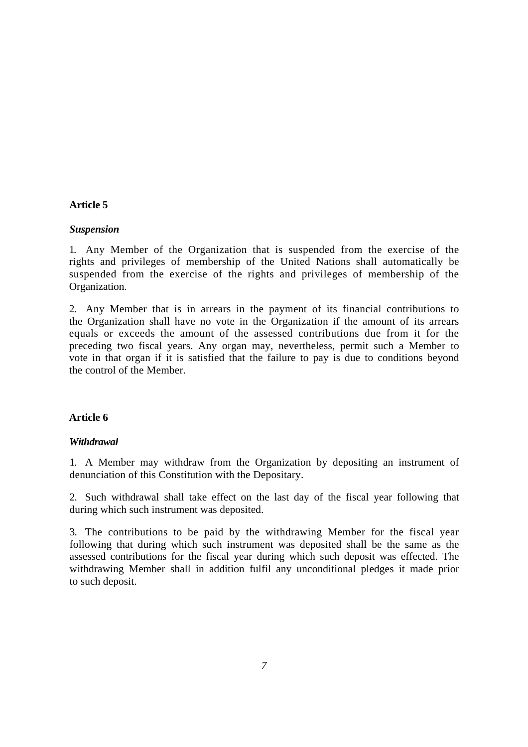**Article 5**

***Suspension***

1. Any Member of the Organization that is suspended from the exercise of the rights and privileges of membership of the United Nations shall automatically be suspended from the exercise of the rights and privileges of membership of the Organization.

2. Any Member that is in arrears in the payment of its financial contributions to the Organization shall have no vote in the Organization if the amount of its arrears equals or exceeds the amount of the assessed contributions due from it for the preceding two fiscal years. Any organ may, nevertheless, permit such a Member to vote in that organ if it is satisfied that the failure to pay is due to conditions beyond the control of the Member.

**Article 6**

***Withdrawal***

1. A Member may withdraw from the Organization by depositing an instrument of denunciation of this Constitution with the Depositary.

2. Such withdrawal shall take effect on the last day of the fiscal year following that during which such instrument was deposited.

3. The contributions to be paid by the withdrawing Member for the fiscal year following that during which such instrument was deposited shall be the same as the assessed contributions for the fiscal year during which such deposit was effected. The withdrawing Member shall in addition fulfil any unconditional pledges it made prior to such deposit.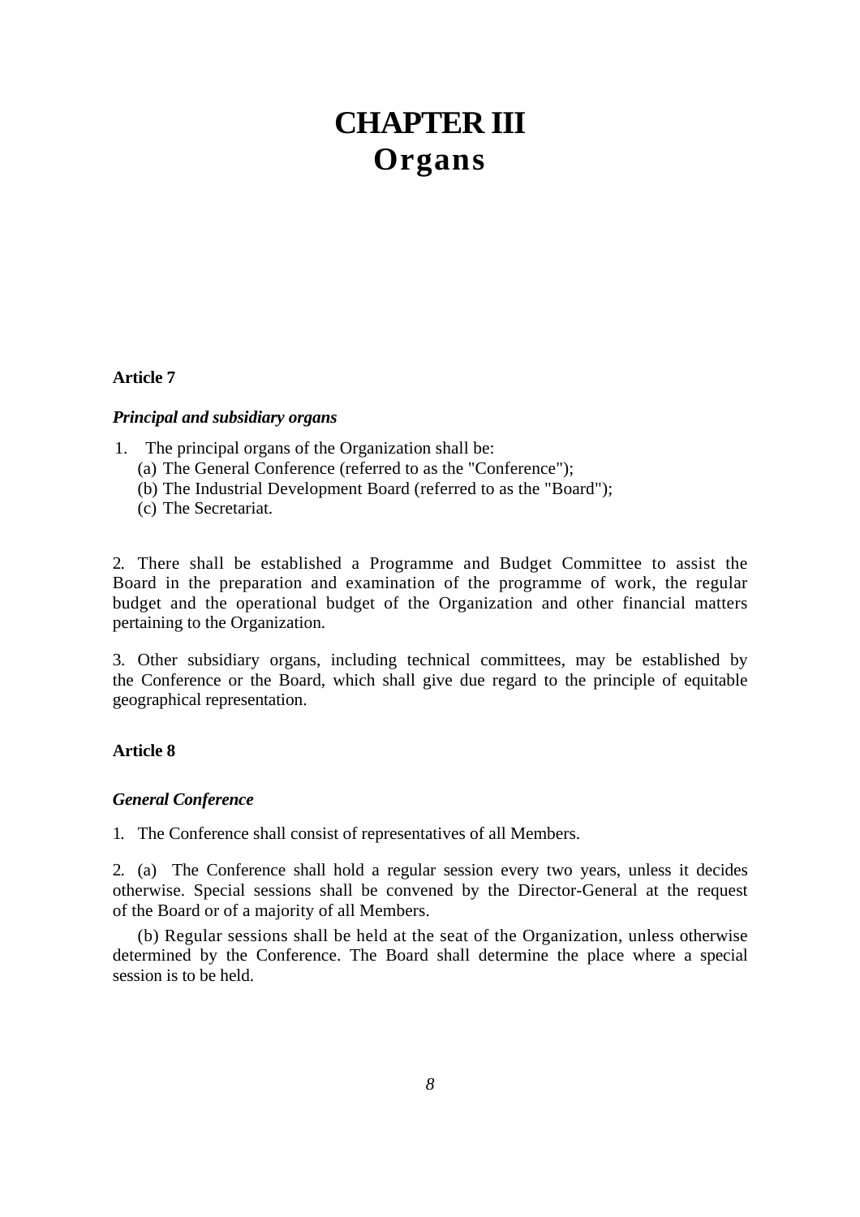# CHAPTER III
# Organs

**Article 7**

***Principal and subsidiary organs***

1. The principal organs of the Organization shall be:
   (a) The General Conference (referred to as the "Conference");
   (b) The Industrial Development Board (referred to as the "Board");
   (c) The Secretariat.

2. There shall be established a Programme and Budget Committee to assist the Board in the preparation and examination of the programme of work, the regular budget and the operational budget of the Organization and other financial matters pertaining to the Organization.

3. Other subsidiary organs, including technical committees, may be established by the Conference or the Board, which shall give due regard to the principle of equitable geographical representation.

**Article 8**

***General Conference***

1. The Conference shall consist of representatives of all Members.

2. (a) The Conference shall hold a regular session every two years, unless it decides otherwise. Special sessions shall be convened by the Director-General at the request of the Board or of a majority of all Members.

   (b) Regular sessions shall be held at the seat of the Organization, unless otherwise determined by the Conference. The Board shall determine the place where a special session is to be held.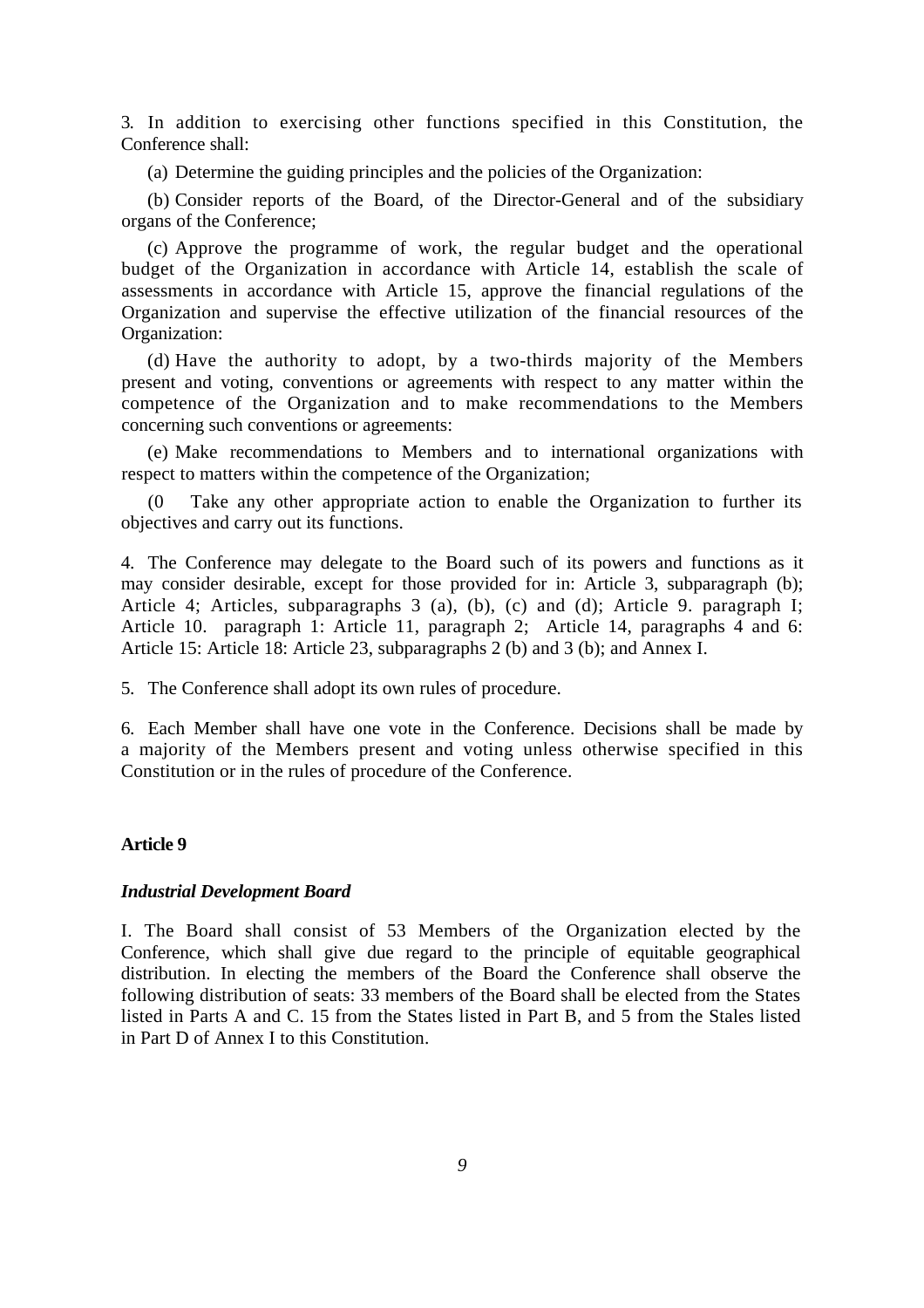3. In addition to exercising other functions specified in this Constitution, the Conference shall:

(a) Determine the guiding principles and the policies of the Organization:

(b) Consider reports of the Board, of the Director-General and of the subsidiary organs of the Conference;

(c) Approve the programme of work, the regular budget and the operational budget of the Organization in accordance with Article 14, establish the scale of assessments in accordance with Article 15, approve the financial regulations of the Organization and supervise the effective utilization of the financial resources of the Organization:

(d) Have the authority to adopt, by a two-thirds majority of the Members present and voting, conventions or agreements with respect to any matter within the competence of the Organization and to make recommendations to the Members concerning such conventions or agreements:

(e) Make recommendations to Members and to international organizations with respect to matters within the competence of the Organization;

(0 Take any other appropriate action to enable the Organization to further its objectives and carry out its functions.

4. The Conference may delegate to the Board such of its powers and functions as it may consider desirable, except for those provided for in: Article 3, subparagraph (b); Article 4; Articles, subparagraphs 3 (a), (b), (c) and (d); Article 9. paragraph I; Article 10. paragraph 1: Article 11, paragraph 2; Article 14, paragraphs 4 and 6: Article 15: Article 18: Article 23, subparagraphs 2 (b) and 3 (b); and Annex I.

5. The Conference shall adopt its own rules of procedure.

6. Each Member shall have one vote in the Conference. Decisions shall be made by a majority of the Members present and voting unless otherwise specified in this Constitution or in the rules of procedure of the Conference.

**Article 9**

***Industrial Development Board***

I. The Board shall consist of 53 Members of the Organization elected by the Conference, which shall give due regard to the principle of equitable geographical distribution. In electing the members of the Board the Conference shall observe the following distribution of seats: 33 members of the Board shall be elected from the States listed in Parts A and C. 15 from the States listed in Part B, and 5 from the Stales listed in Part D of Annex I to this Constitution.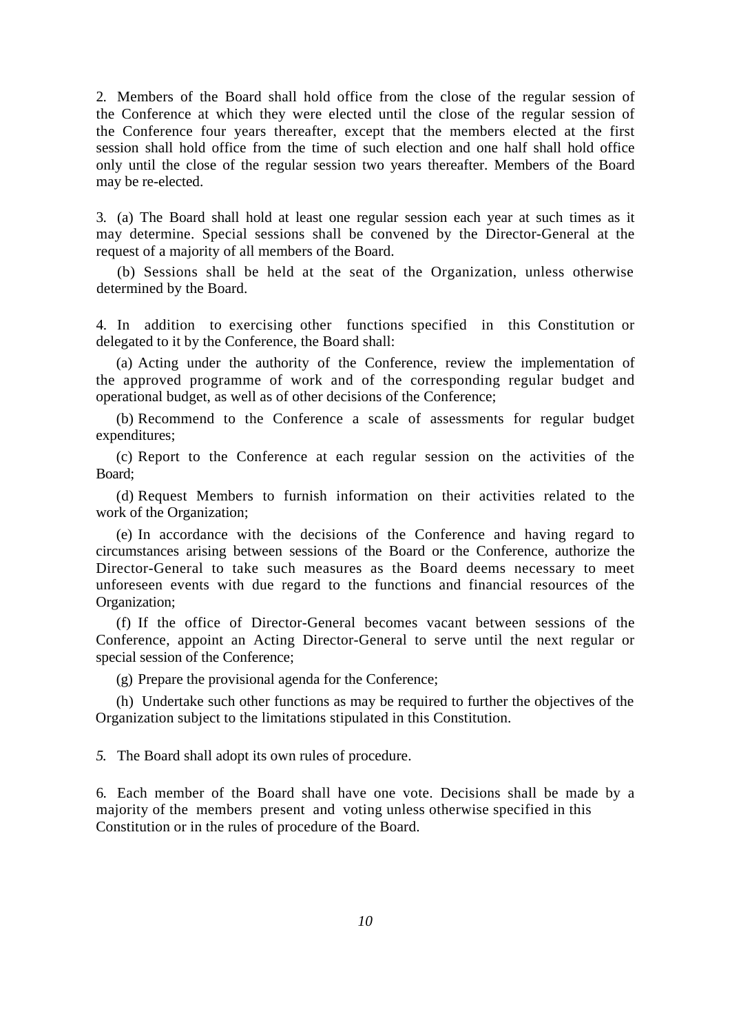2. Members of the Board shall hold office from the close of the regular session of the Conference at which they were elected until the close of the regular session of the Conference four years thereafter, except that the members elected at the first session shall hold office from the time of such election and one half shall hold office only until the close of the regular session two years thereafter. Members of the Board may be re-elected.

3. (a) The Board shall hold at least one regular session each year at such times as it may determine. Special sessions shall be convened by the Director-General at the request of a majority of all members of the Board.

(b) Sessions shall be held at the seat of the Organization, unless otherwise determined by the Board.

4. In addition to exercising other functions specified in this Constitution or delegated to it by the Conference, the Board shall:

(a) Acting under the authority of the Conference, review the implementation of the approved programme of work and of the corresponding regular budget and operational budget, as well as of other decisions of the Conference;

(b) Recommend to the Conference a scale of assessments for regular budget expenditures;

(c) Report to the Conference at each regular session on the activities of the Board;

(d) Request Members to furnish information on their activities related to the work of the Organization;

(e) In accordance with the decisions of the Conference and having regard to circumstances arising between sessions of the Board or the Conference, authorize the Director-General to take such measures as the Board deems necessary to meet unforeseen events with due regard to the functions and financial resources of the Organization;

(f) If the office of Director-General becomes vacant between sessions of the Conference, appoint an Acting Director-General to serve until the next regular or special session of the Conference;

(g) Prepare the provisional agenda for the Conference;

(h) Undertake such other functions as may be required to further the objectives of the Organization subject to the limitations stipulated in this Constitution.

5. The Board shall adopt its own rules of procedure.

6. Each member of the Board shall have one vote. Decisions shall be made by a majority of the members present and voting unless otherwise specified in this Constitution or in the rules of procedure of the Board.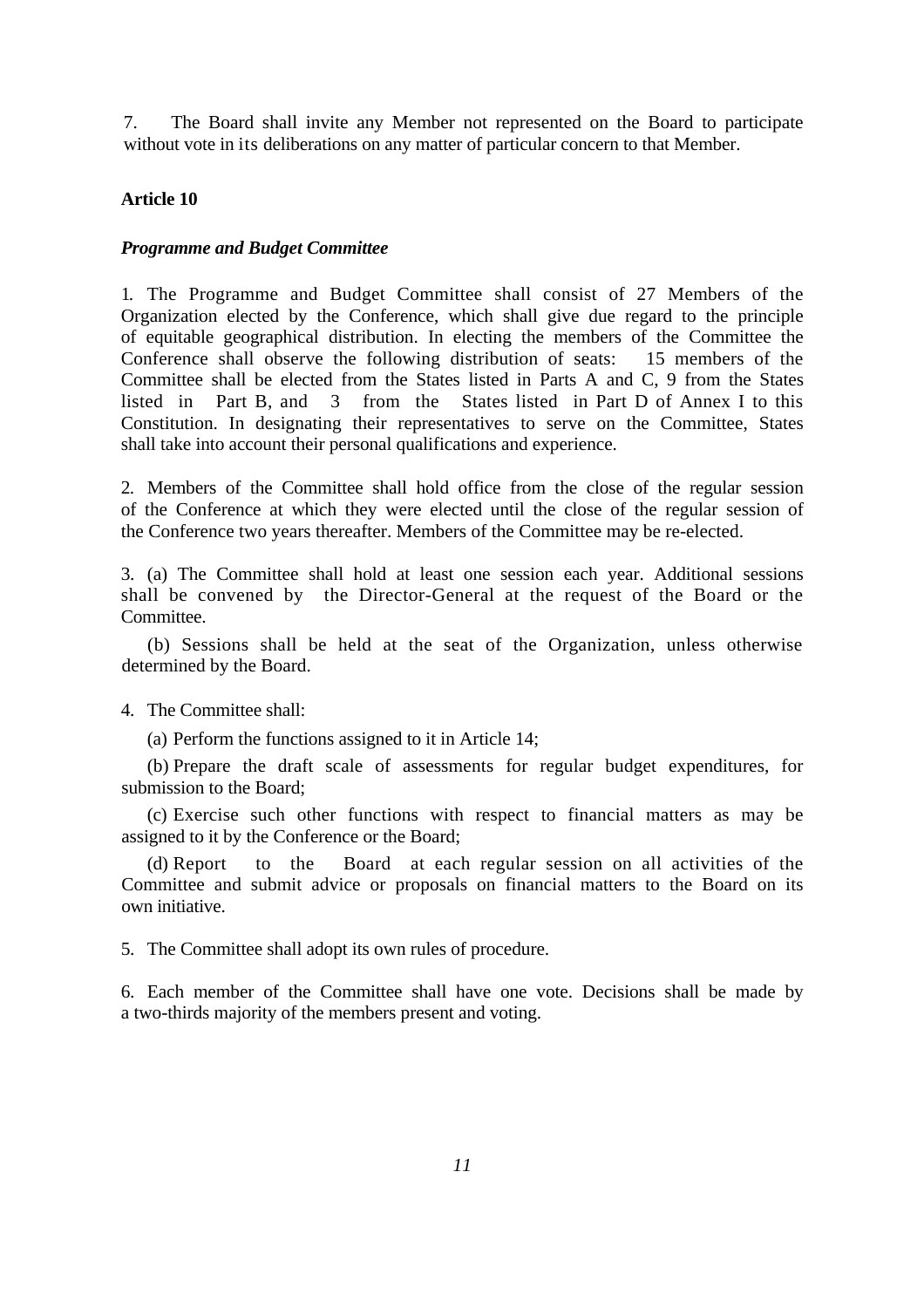7. The Board shall invite any Member not represented on the Board to participate without vote in its deliberations on any matter of particular concern to that Member.

**Article 10**

***Programme and Budget Committee***

1. The Programme and Budget Committee shall consist of 27 Members of the Organization elected by the Conference, which shall give due regard to the principle of equitable geographical distribution. In electing the members of the Committee the Conference shall observe the following distribution of seats: 15 members of the Committee shall be elected from the States listed in Parts A and C, 9 from the States listed in Part B, and 3 from the States listed in Part D of Annex I to this Constitution. In designating their representatives to serve on the Committee, States shall take into account their personal qualifications and experience.

2. Members of the Committee shall hold office from the close of the regular session of the Conference at which they were elected until the close of the regular session of the Conference two years thereafter. Members of the Committee may be re-elected.

3. (a) The Committee shall hold at least one session each year. Additional sessions shall be convened by the Director-General at the request of the Board or the Committee.

(b) Sessions shall be held at the seat of the Organization, unless otherwise determined by the Board.

4. The Committee shall:

(a) Perform the functions assigned to it in Article 14;

(b) Prepare the draft scale of assessments for regular budget expenditures, for submission to the Board;

(c) Exercise such other functions with respect to financial matters as may be assigned to it by the Conference or the Board;

(d) Report to the Board at each regular session on all activities of the Committee and submit advice or proposals on financial matters to the Board on its own initiative.

5. The Committee shall adopt its own rules of procedure.

6. Each member of the Committee shall have one vote. Decisions shall be made by a two-thirds majority of the members present and voting.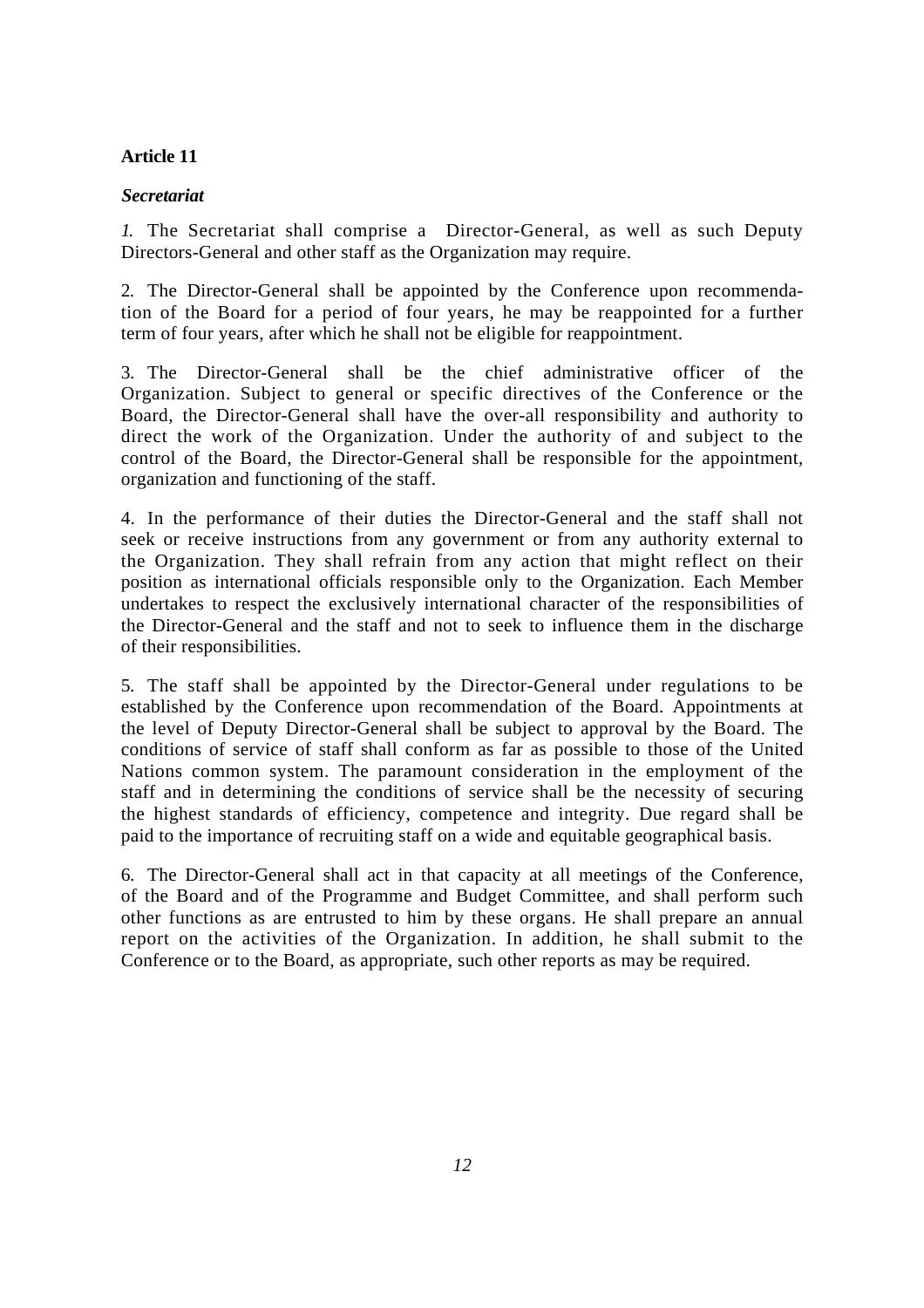**Article 11**

***Secretariat***

*1.* The Secretariat shall comprise a Director-General, as well as such Deputy Directors-General and other staff as the Organization may require.

2. The Director-General shall be appointed by the Conference upon recommendation of the Board for a period of four years, he may be reappointed for a further term of four years, after which he shall not be eligible for reappointment.

3. The Director-General shall be the chief administrative officer of the Organization. Subject to general or specific directives of the Conference or the Board, the Director-General shall have the over-all responsibility and authority to direct the work of the Organization. Under the authority of and subject to the control of the Board, the Director-General shall be responsible for the appointment, organization and functioning of the staff.

4. In the performance of their duties the Director-General and the staff shall not seek or receive instructions from any government or from any authority external to the Organization. They shall refrain from any action that might reflect on their position as international officials responsible only to the Organization. Each Member undertakes to respect the exclusively international character of the responsibilities of the Director-General and the staff and not to seek to influence them in the discharge of their responsibilities.

5. The staff shall be appointed by the Director-General under regulations to be established by the Conference upon recommendation of the Board. Appointments at the level of Deputy Director-General shall be subject to approval by the Board. The conditions of service of staff shall conform as far as possible to those of the United Nations common system. The paramount consideration in the employment of the staff and in determining the conditions of service shall be the necessity of securing the highest standards of efficiency, competence and integrity. Due regard shall be paid to the importance of recruiting staff on a wide and equitable geographical basis.

6. The Director-General shall act in that capacity at all meetings of the Conference, of the Board and of the Programme and Budget Committee, and shall perform such other functions as are entrusted to him by these organs. He shall prepare an annual report on the activities of the Organization. In addition, he shall submit to the Conference or to the Board, as appropriate, such other reports as may be required.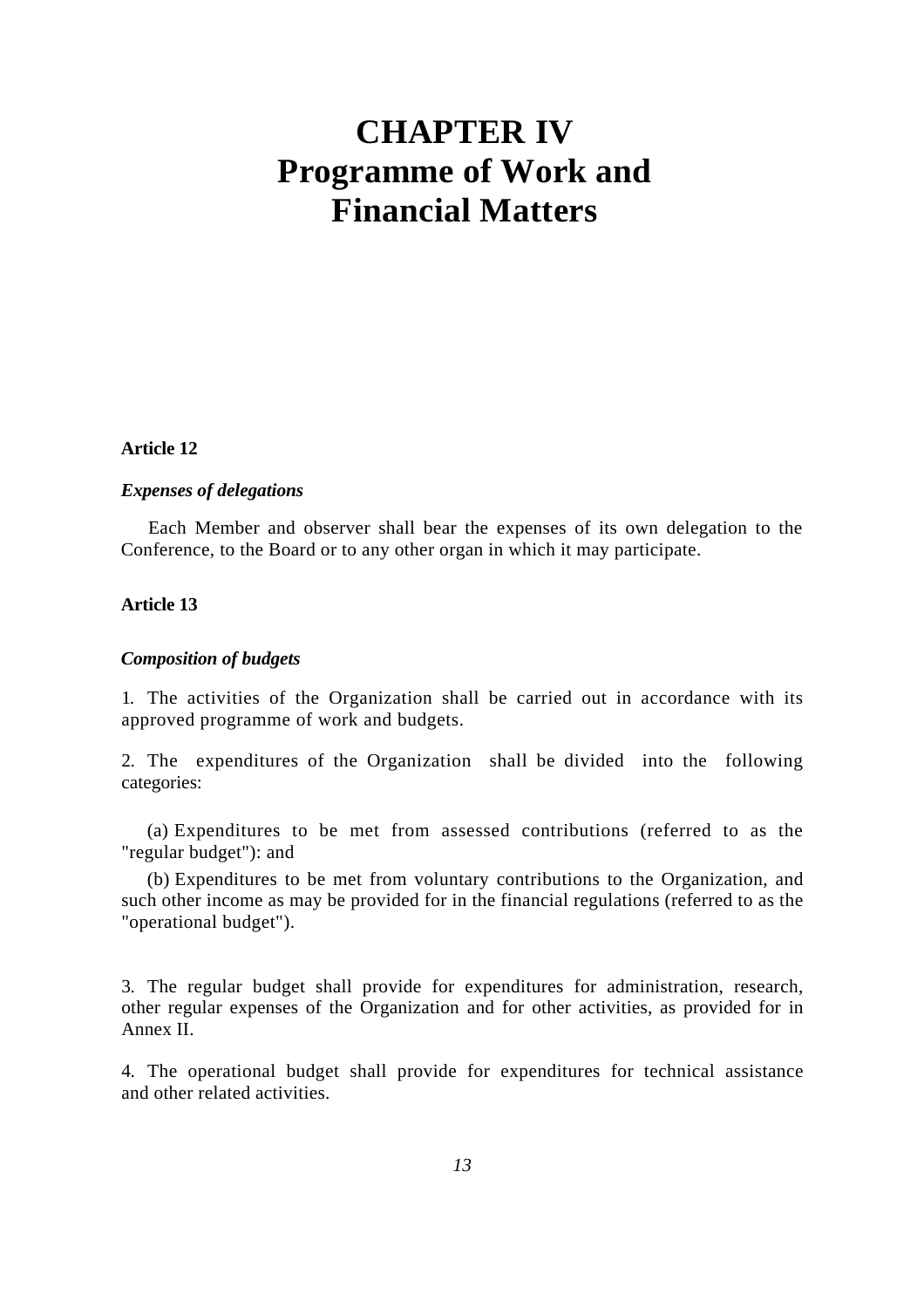# CHAPTER IV
# Programme of Work and Financial Matters

**Article 12**

***Expenses of delegations***

Each Member and observer shall bear the expenses of its own delegation to the Conference, to the Board or to any other organ in which it may participate.

**Article 13**

***Composition of budgets***

1. The activities of the Organization shall be carried out in accordance with its approved programme of work and budgets.

2. The expenditures of the Organization shall be divided into the following categories:

(a) Expenditures to be met from assessed contributions (referred to as the "regular budget"): and

(b) Expenditures to be met from voluntary contributions to the Organization, and such other income as may be provided for in the financial regulations (referred to as the "operational budget").

3. The regular budget shall provide for expenditures for administration, research, other regular expenses of the Organization and for other activities, as provided for in Annex II.

4. The operational budget shall provide for expenditures for technical assistance and other related activities.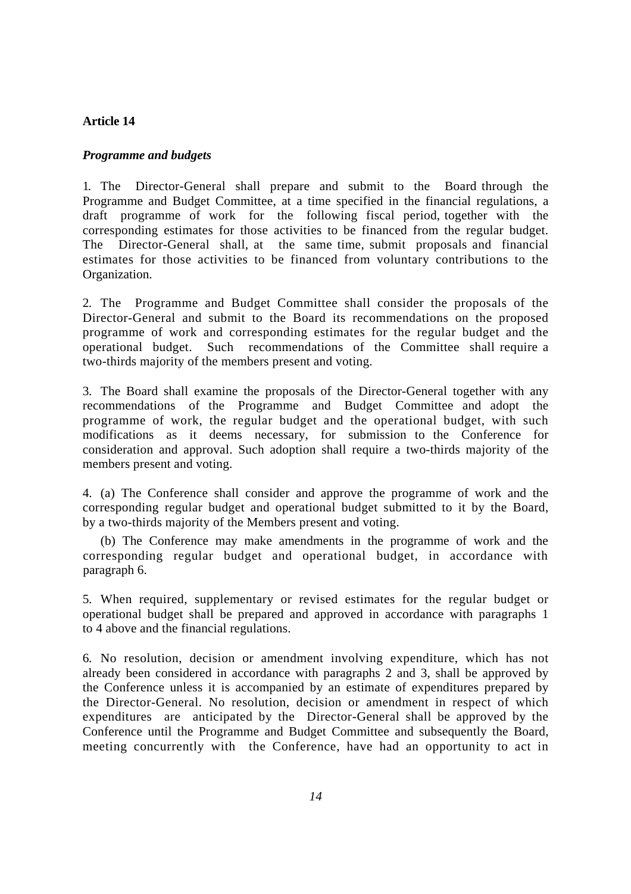**Article 14**

***Programme and budgets***

1. The Director-General shall prepare and submit to the Board through the Programme and Budget Committee, at a time specified in the financial regulations, a draft programme of work for the following fiscal period, together with the corresponding estimates for those activities to be financed from the regular budget. The Director-General shall, at the same time, submit proposals and financial estimates for those activities to be financed from voluntary contributions to the Organization.

2. The Programme and Budget Committee shall consider the proposals of the Director-General and submit to the Board its recommendations on the proposed programme of work and corresponding estimates for the regular budget and the operational budget. Such recommendations of the Committee shall require a two-thirds majority of the members present and voting.

3. The Board shall examine the proposals of the Director-General together with any recommendations of the Programme and Budget Committee and adopt the programme of work, the regular budget and the operational budget, with such modifications as it deems necessary, for submission to the Conference for consideration and approval. Such adoption shall require a two-thirds majority of the members present and voting.

4. (a) The Conference shall consider and approve the programme of work and the corresponding regular budget and operational budget submitted to it by the Board, by a two-thirds majority of the Members present and voting.

(b) The Conference may make amendments in the programme of work and the corresponding regular budget and operational budget, in accordance with paragraph 6.

5. When required, supplementary or revised estimates for the regular budget or operational budget shall be prepared and approved in accordance with paragraphs 1 to 4 above and the financial regulations.

6. No resolution, decision or amendment involving expenditure, which has not already been considered in accordance with paragraphs 2 and 3, shall be approved by the Conference unless it is accompanied by an estimate of expenditures prepared by the Director-General. No resolution, decision or amendment in respect of which expenditures are anticipated by the Director-General shall be approved by the Conference until the Programme and Budget Committee and subsequently the Board, meeting concurrently with the Conference, have had an opportunity to act in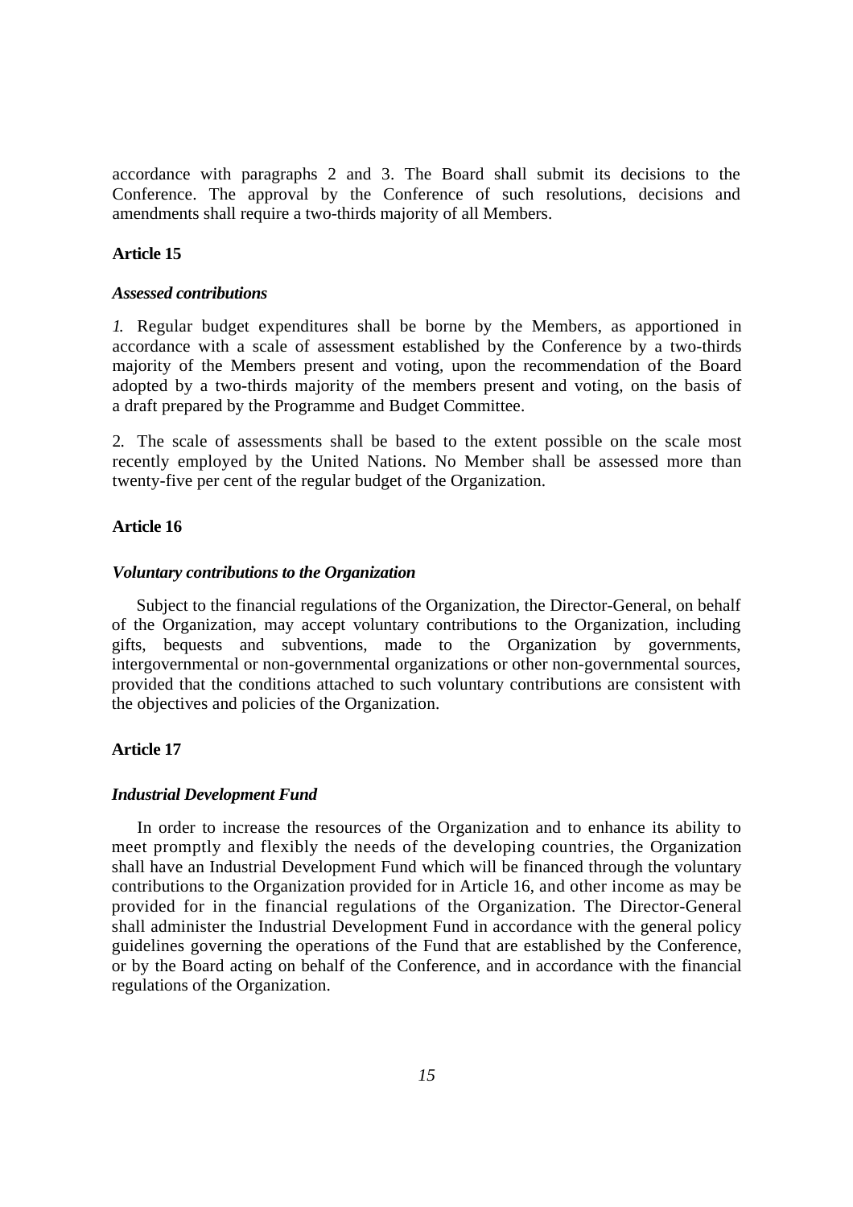accordance with paragraphs 2 and 3. The Board shall submit its decisions to the Conference. The approval by the Conference of such resolutions, decisions and amendments shall require a two-thirds majority of all Members.

### Article 15

#### *Assessed contributions*

*1.* Regular budget expenditures shall be borne by the Members, as apportioned in accordance with a scale of assessment established by the Conference by a two-thirds majority of the Members present and voting, upon the recommendation of the Board adopted by a two-thirds majority of the members present and voting, on the basis of a draft prepared by the Programme and Budget Committee.

2. The scale of assessments shall be based to the extent possible on the scale most recently employed by the United Nations. No Member shall be assessed more than twenty-five per cent of the regular budget of the Organization.

### Article 16

#### *Voluntary contributions to the Organization*

Subject to the financial regulations of the Organization, the Director-General, on behalf of the Organization, may accept voluntary contributions to the Organization, including gifts, bequests and subventions, made to the Organization by governments, intergovernmental or non-governmental organizations or other non-governmental sources, provided that the conditions attached to such voluntary contributions are consistent with the objectives and policies of the Organization.

### Article 17

#### *Industrial Development Fund*

In order to increase the resources of the Organization and to enhance its ability to meet promptly and flexibly the needs of the developing countries, the Organization shall have an Industrial Development Fund which will be financed through the voluntary contributions to the Organization provided for in Article 16, and other income as may be provided for in the financial regulations of the Organization. The Director-General shall administer the Industrial Development Fund in accordance with the general policy guidelines governing the operations of the Fund that are established by the Conference, or by the Board acting on behalf of the Conference, and in accordance with the financial regulations of the Organization.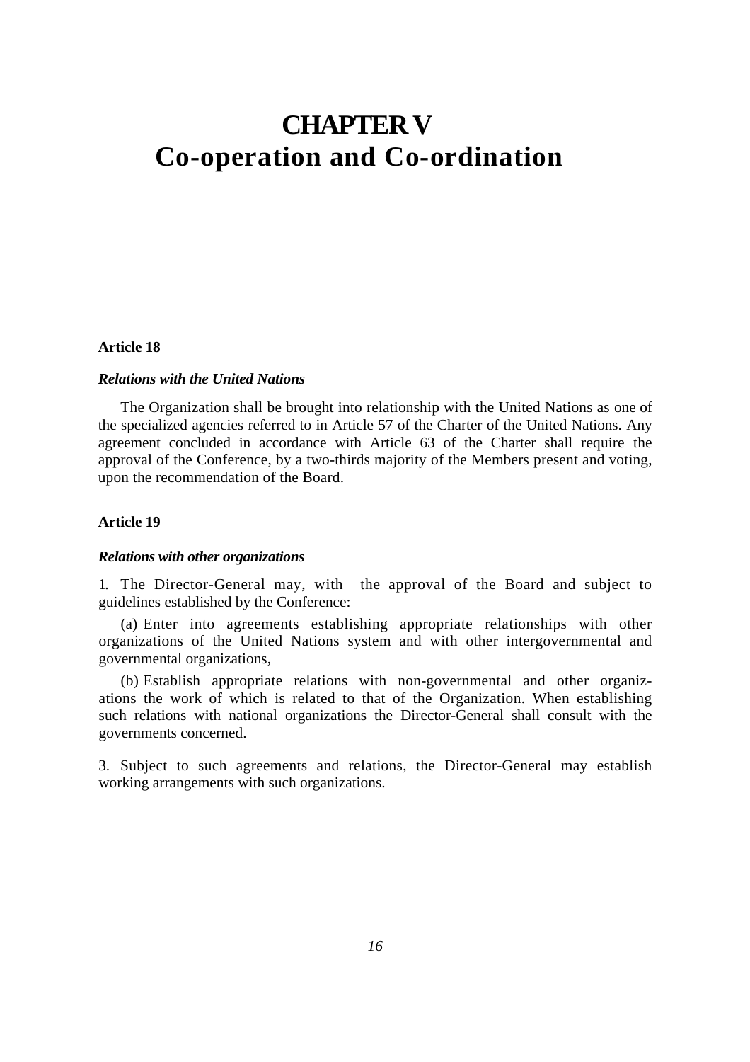# CHAPTER V
# Co-operation and Co-ordination

**Article 18**

***Relations with the United Nations***

The Organization shall be brought into relationship with the United Nations as one of the specialized agencies referred to in Article 57 of the Charter of the United Nations. Any agreement concluded in accordance with Article 63 of the Charter shall require the approval of the Conference, by a two-thirds majority of the Members present and voting, upon the recommendation of the Board.

**Article 19**

***Relations with other organizations***

1. The Director-General may, with the approval of the Board and subject to guidelines established by the Conference:

(a) Enter into agreements establishing appropriate relationships with other organizations of the United Nations system and with other intergovernmental and governmental organizations,

(b) Establish appropriate relations with non-governmental and other organizations the work of which is related to that of the Organization. When establishing such relations with national organizations the Director-General shall consult with the governments concerned.

3. Subject to such agreements and relations, the Director-General may establish working arrangements with such organizations.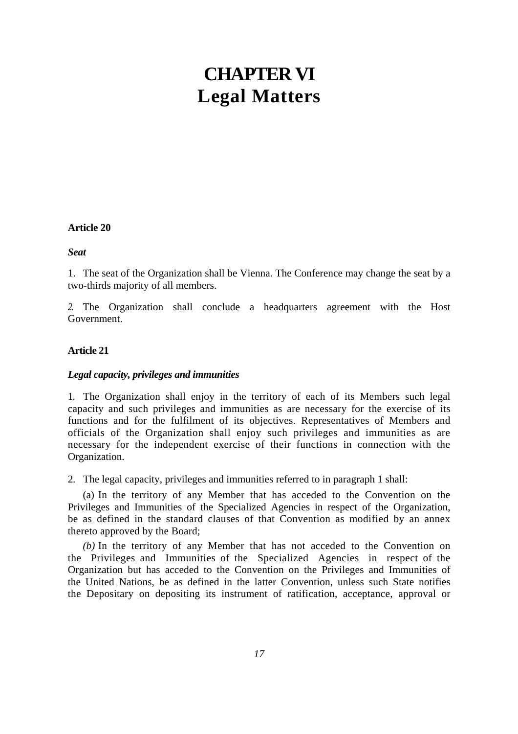# CHAPTER VI
# Legal Matters

**Article 20**

***Seat***

1. The seat of the Organization shall be Vienna. The Conference may change the seat by a two-thirds majority of all members.

2. The Organization shall conclude a headquarters agreement with the Host Government.

**Article 21**

***Legal capacity, privileges and immunities***

1. The Organization shall enjoy in the territory of each of its Members such legal capacity and such privileges and immunities as are necessary for the exercise of its functions and for the fulfilment of its objectives. Representatives of Members and officials of the Organization shall enjoy such privileges and immunities as are necessary for the independent exercise of their functions in connection with the Organization.

2. The legal capacity, privileges and immunities referred to in paragraph 1 shall:

(a) In the territory of any Member that has acceded to the Convention on the Privileges and Immunities of the Specialized Agencies in respect of the Organization, be as defined in the standard clauses of that Convention as modified by an annex thereto approved by the Board;

*(b)* In the territory of any Member that has not acceded to the Convention on the Privileges and Immunities of the Specialized Agencies in respect of the Organization but has acceded to the Convention on the Privileges and Immunities of the United Nations, be as defined in the latter Convention, unless such State notifies the Depositary on depositing its instrument of ratification, acceptance, approval or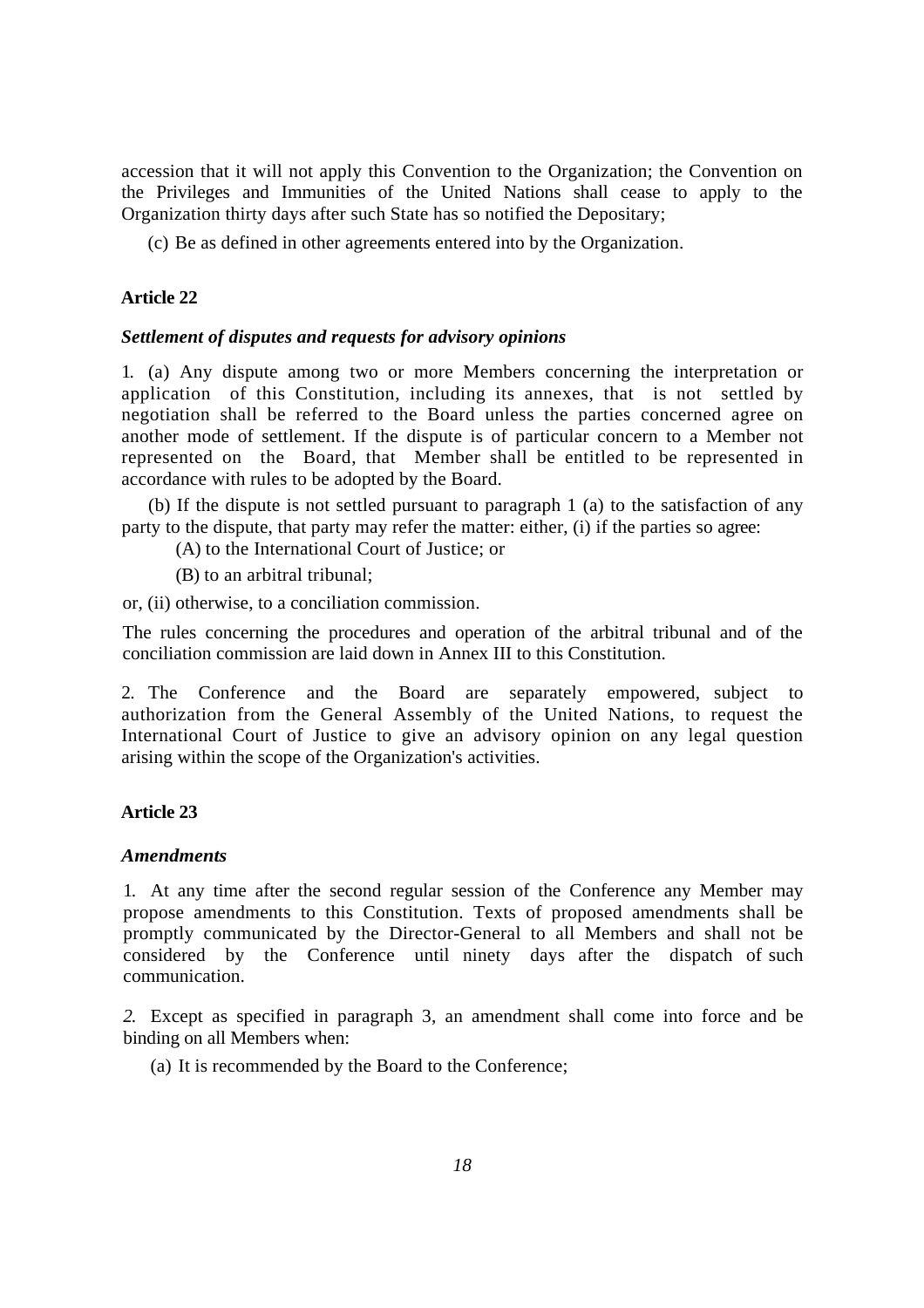accession that it will not apply this Convention to the Organization; the Convention on the Privileges and Immunities of the United Nations shall cease to apply to the Organization thirty days after such State has so notified the Depositary;

(c) Be as defined in other agreements entered into by the Organization.

**Article 22**

***Settlement of disputes and requests for advisory opinions***

1. (a) Any dispute among two or more Members concerning the interpretation or application of this Constitution, including its annexes, that is not settled by negotiation shall be referred to the Board unless the parties concerned agree on another mode of settlement. If the dispute is of particular concern to a Member not represented on the Board, that Member shall be entitled to be represented in accordance with rules to be adopted by the Board.

(b) If the dispute is not settled pursuant to paragraph 1 (a) to the satisfaction of any party to the dispute, that party may refer the matter: either, (i) if the parties so agree:

(A) to the International Court of Justice; or

(B) to an arbitral tribunal;

or, (ii) otherwise, to a conciliation commission.

The rules concerning the procedures and operation of the arbitral tribunal and of the conciliation commission are laid down in Annex III to this Constitution.

2. The Conference and the Board are separately empowered, subject to authorization from the General Assembly of the United Nations, to request the International Court of Justice to give an advisory opinion on any legal question arising within the scope of the Organization's activities.

**Article 23**

***Amendments***

1. At any time after the second regular session of the Conference any Member may propose amendments to this Constitution. Texts of proposed amendments shall be promptly communicated by the Director-General to all Members and shall not be considered by the Conference until ninety days after the dispatch of such communication.

*2.* Except as specified in paragraph 3, an amendment shall come into force and be binding on all Members when:

(a) It is recommended by the Board to the Conference;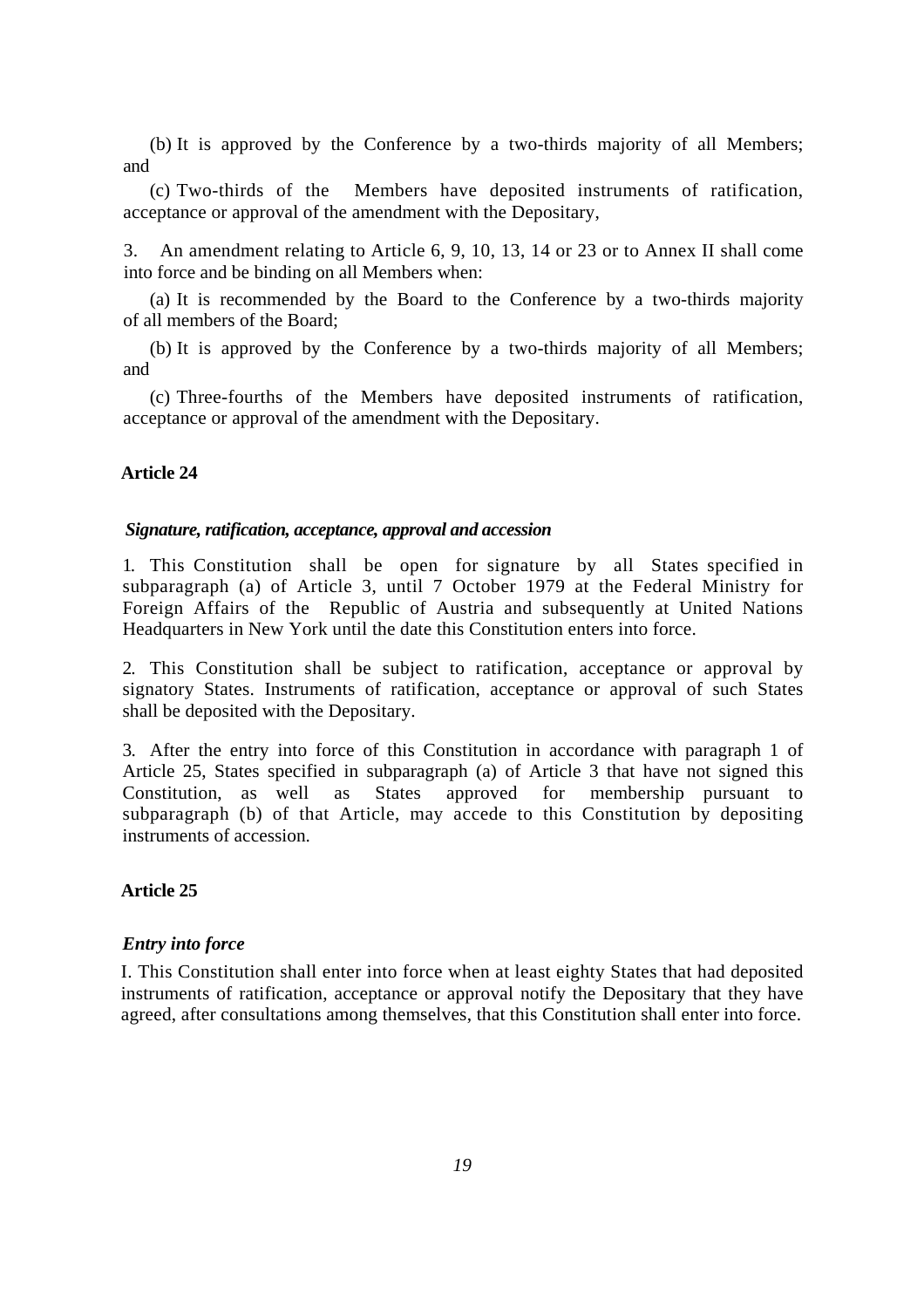(b) It is approved by the Conference by a two-thirds majority of all Members; and

(c) Two-thirds of the Members have deposited instruments of ratification, acceptance or approval of the amendment with the Depositary,

3. An amendment relating to Article 6, 9, 10, 13, 14 or 23 or to Annex II shall come into force and be binding on all Members when:

(a) It is recommended by the Board to the Conference by a two-thirds majority of all members of the Board;

(b) It is approved by the Conference by a two-thirds majority of all Members; and

(c) Three-fourths of the Members have deposited instruments of ratification, acceptance or approval of the amendment with the Depositary.

**Article 24**

***Signature, ratification, acceptance, approval and accession***

1. This Constitution shall be open for signature by all States specified in subparagraph (a) of Article 3, until 7 October 1979 at the Federal Ministry for Foreign Affairs of the Republic of Austria and subsequently at United Nations Headquarters in New York until the date this Constitution enters into force.

2. This Constitution shall be subject to ratification, acceptance or approval by signatory States. Instruments of ratification, acceptance or approval of such States shall be deposited with the Depositary.

3. After the entry into force of this Constitution in accordance with paragraph 1 of Article 25, States specified in subparagraph (a) of Article 3 that have not signed this Constitution, as well as States approved for membership pursuant to subparagraph (b) of that Article, may accede to this Constitution by depositing instruments of accession.

**Article 25**

***Entry into force***

I. This Constitution shall enter into force when at least eighty States that had deposited instruments of ratification, acceptance or approval notify the Depositary that they have agreed, after consultations among themselves, that this Constitution shall enter into force.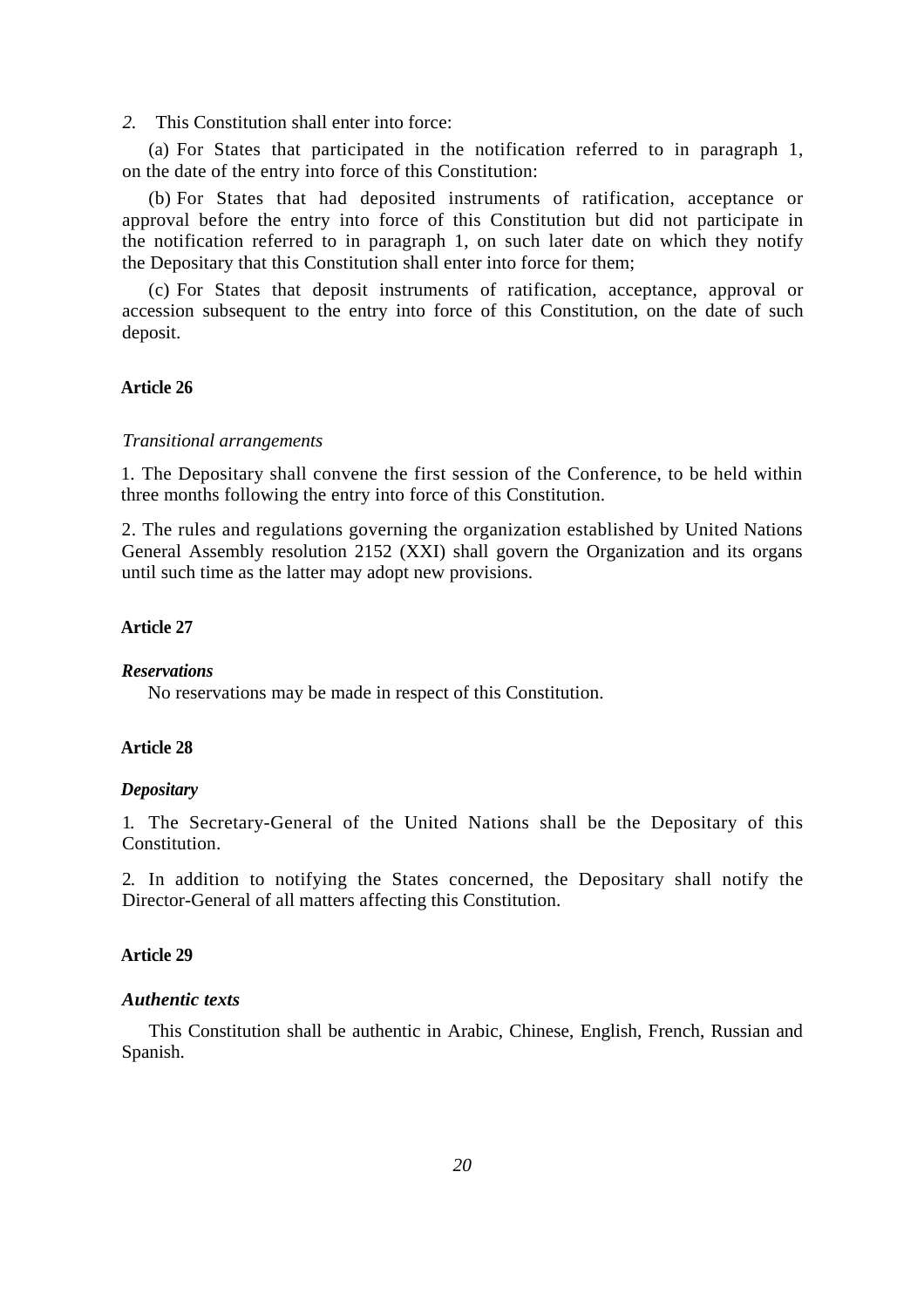*2.* This Constitution shall enter into force:

(a) For States that participated in the notification referred to in paragraph 1, on the date of the entry into force of this Constitution:

(b) For States that had deposited instruments of ratification, acceptance or approval before the entry into force of this Constitution but did not participate in the notification referred to in paragraph 1, on such later date on which they notify the Depositary that this Constitution shall enter into force for them;

(c) For States that deposit instruments of ratification, acceptance, approval or accession subsequent to the entry into force of this Constitution, on the date of such deposit.

**Article 26**

*Transitional arrangements*

1. The Depositary shall convene the first session of the Conference, to be held within three months following the entry into force of this Constitution.

2. The rules and regulations governing the organization established by United Nations General Assembly resolution 2152 (XXI) shall govern the Organization and its organs until such time as the latter may adopt new provisions.

**Article 27**

***Reservations***

No reservations may be made in respect of this Constitution.

**Article 28**

***Depositary***

1. The Secretary-General of the United Nations shall be the Depositary of this Constitution.

2. In addition to notifying the States concerned, the Depositary shall notify the Director-General of all matters affecting this Constitution.

**Article 29**

***Authentic texts***

This Constitution shall be authentic in Arabic, Chinese, English, French, Russian and Spanish.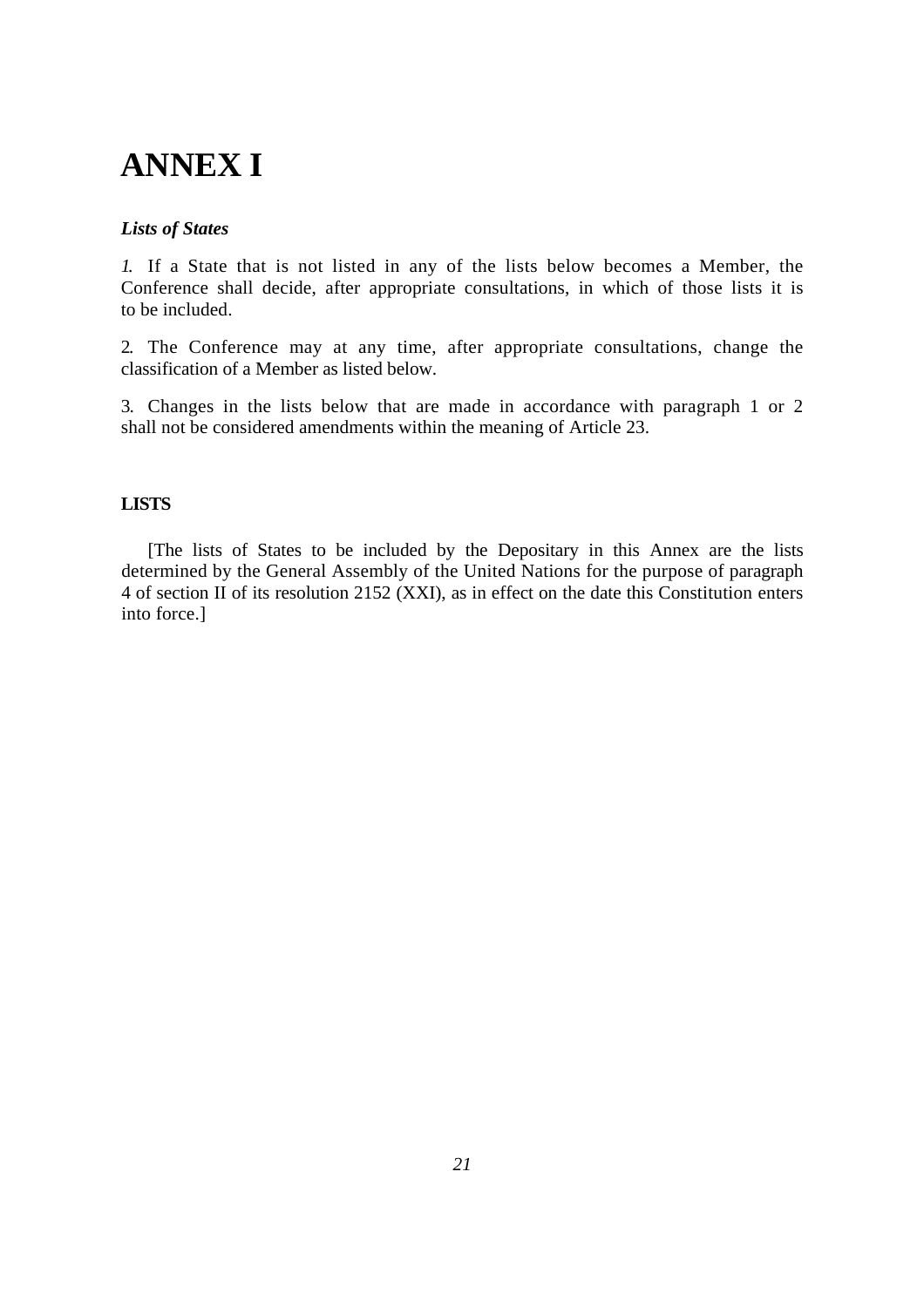# ANNEX I

***Lists of States***

1. If a State that is not listed in any of the lists below becomes a Member, the Conference shall decide, after appropriate consultations, in which of those lists it is to be included.

2. The Conference may at any time, after appropriate consultations, change the classification of a Member as listed below.

3. Changes in the lists below that are made in accordance with paragraph 1 or 2 shall not be considered amendments within the meaning of Article 23.

**LISTS**

[The lists of States to be included by the Depositary in this Annex are the lists determined by the General Assembly of the United Nations for the purpose of paragraph 4 of section II of its resolution 2152 (XXI), as in effect on the date this Constitution enters into force.]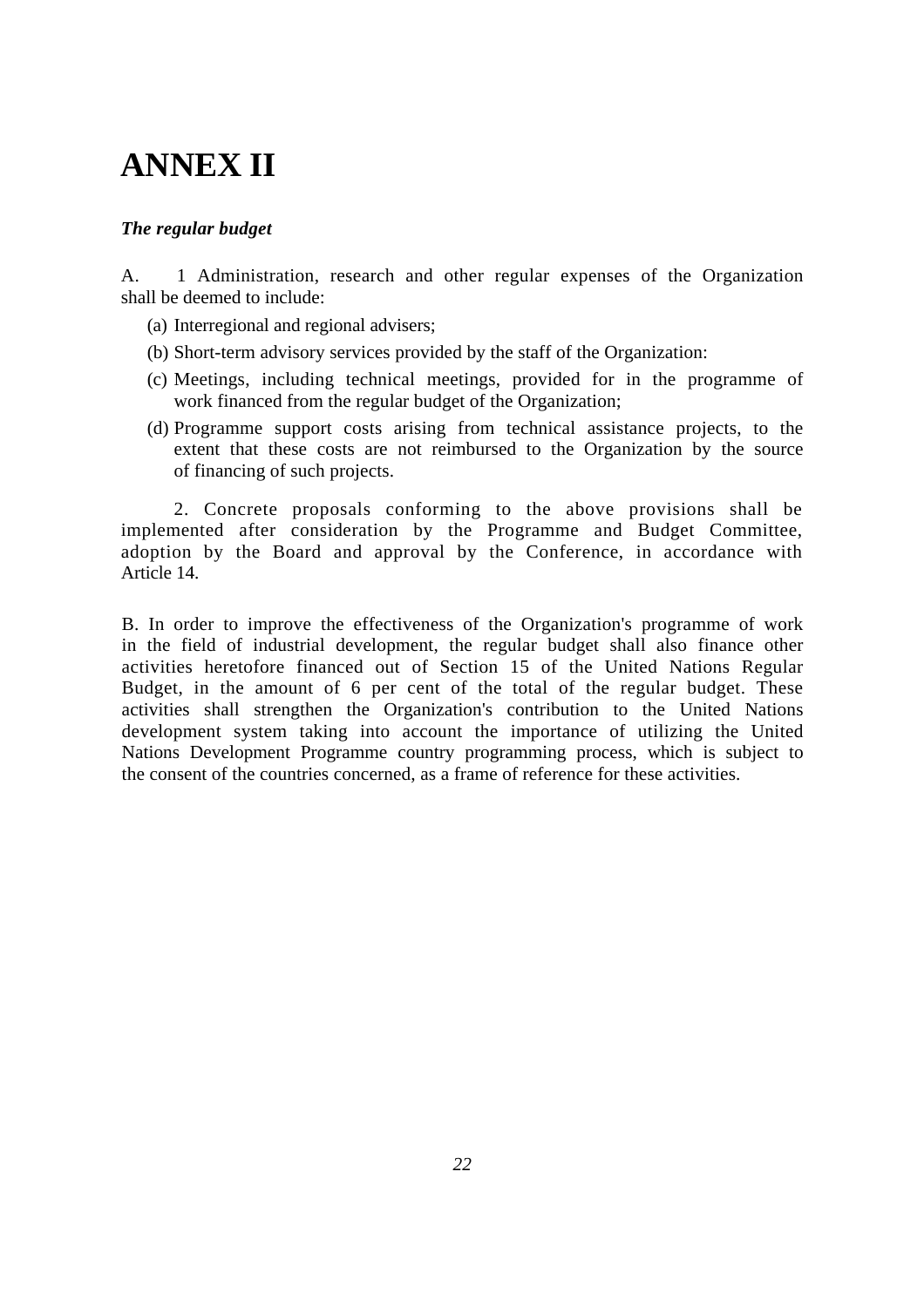# ANNEX II

***The regular budget***

A. 1 Administration, research and other regular expenses of the Organization shall be deemed to include:

(a) Interregional and regional advisers;

(b) Short-term advisory services provided by the staff of the Organization:

(c) Meetings, including technical meetings, provided for in the programme of work financed from the regular budget of the Organization;

(d) Programme support costs arising from technical assistance projects, to the extent that these costs are not reimbursed to the Organization by the source of financing of such projects.

2. Concrete proposals conforming to the above provisions shall be implemented after consideration by the Programme and Budget Committee, adoption by the Board and approval by the Conference, in accordance with Article 14.

B. In order to improve the effectiveness of the Organization's programme of work in the field of industrial development, the regular budget shall also finance other activities heretofore financed out of Section 15 of the United Nations Regular Budget, in the amount of 6 per cent of the total of the regular budget. These activities shall strengthen the Organization's contribution to the United Nations development system taking into account the importance of utilizing the United Nations Development Programme country programming process, which is subject to the consent of the countries concerned, as a frame of reference for these activities.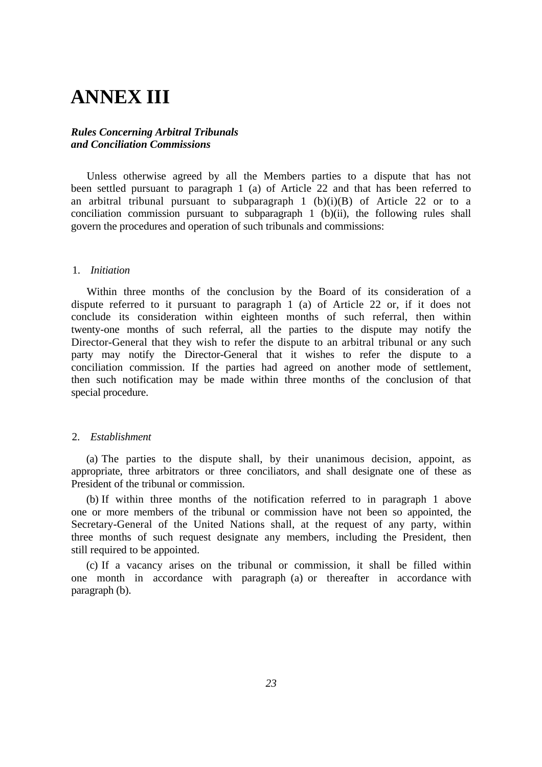# ANNEX III

***Rules Concerning Arbitral Tribunals and Conciliation Commissions***

Unless otherwise agreed by all the Members parties to a dispute that has not been settled pursuant to paragraph 1 (a) of Article 22 and that has been referred to an arbitral tribunal pursuant to subparagraph 1 (b)(i)(B) of Article 22 or to a conciliation commission pursuant to subparagraph 1 (b)(ii), the following rules shall govern the procedures and operation of such tribunals and commissions:

1. *Initiation*

Within three months of the conclusion by the Board of its consideration of a dispute referred to it pursuant to paragraph 1 (a) of Article 22 or, if it does not conclude its consideration within eighteen months of such referral, then within twenty-one months of such referral, all the parties to the dispute may notify the Director-General that they wish to refer the dispute to an arbitral tribunal or any such party may notify the Director-General that it wishes to refer the dispute to a conciliation commission. If the parties had agreed on another mode of settlement, then such notification may be made within three months of the conclusion of that special procedure.

2. *Establishment*

(a) The parties to the dispute shall, by their unanimous decision, appoint, as appropriate, three arbitrators or three conciliators, and shall designate one of these as President of the tribunal or commission.

(b) If within three months of the notification referred to in paragraph 1 above one or more members of the tribunal or commission have not been so appointed, the Secretary-General of the United Nations shall, at the request of any party, within three months of such request designate any members, including the President, then still required to be appointed.

(c) If a vacancy arises on the tribunal or commission, it shall be filled within one month in accordance with paragraph (a) or thereafter in accordance with paragraph (b).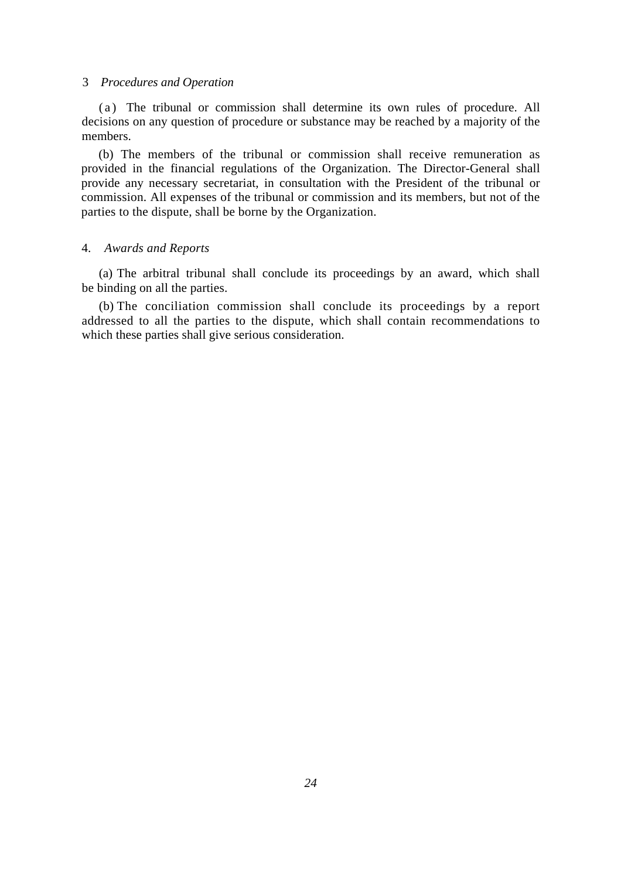3 *Procedures and Operation*

(a) The tribunal or commission shall determine its own rules of procedure. All decisions on any question of procedure or substance may be reached by a majority of the members.

(b) The members of the tribunal or commission shall receive remuneration as provided in the financial regulations of the Organization. The Director-General shall provide any necessary secretariat, in consultation with the President of the tribunal or commission. All expenses of the tribunal or commission and its members, but not of the parties to the dispute, shall be borne by the Organization.

4. *Awards and Reports*

(a) The arbitral tribunal shall conclude its proceedings by an award, which shall be binding on all the parties.

(b) The conciliation commission shall conclude its proceedings by a report addressed to all the parties to the dispute, which shall contain recommendations to which these parties shall give serious consideration.